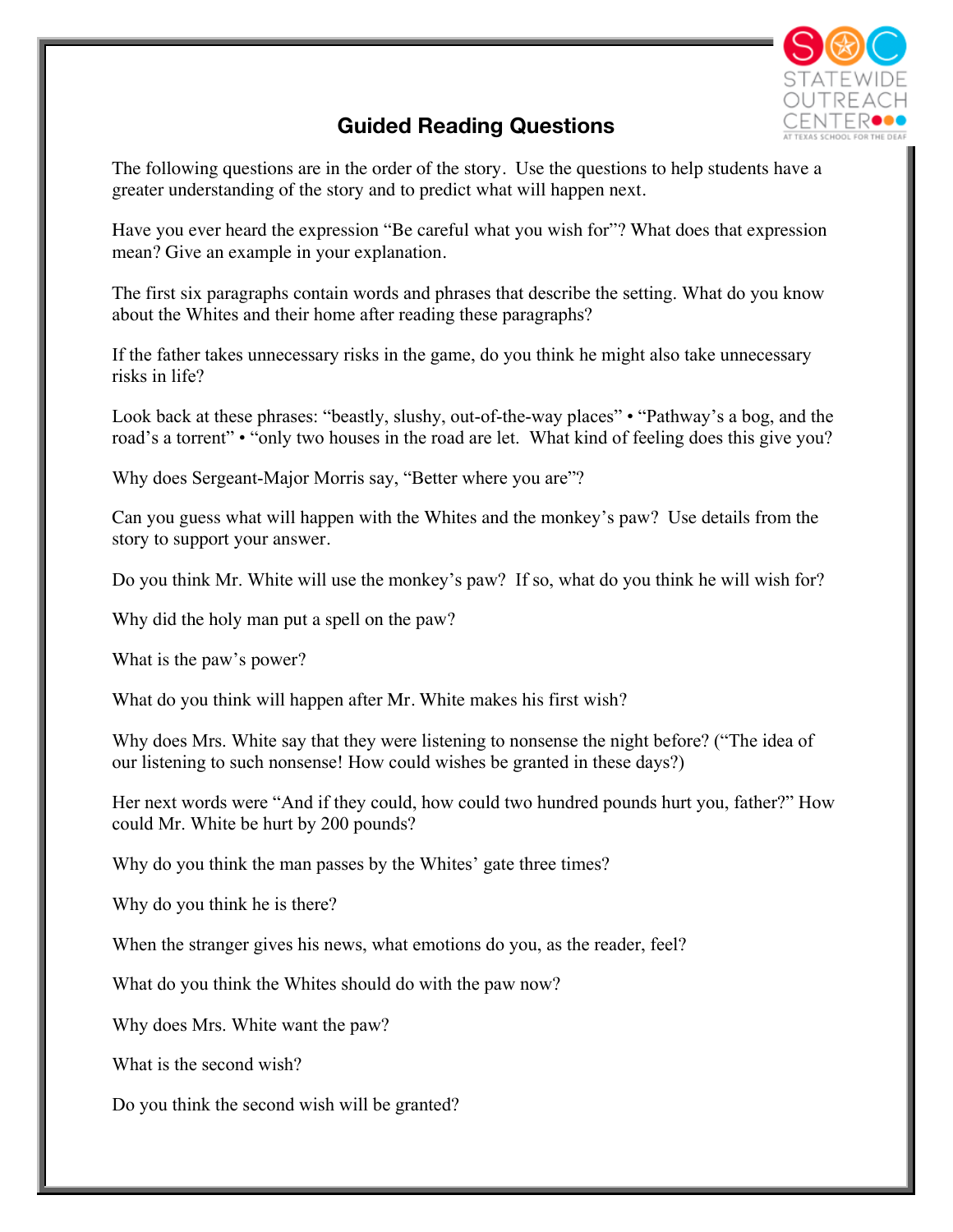# Guided Reading Questions

The following questions are in the order of the story. Use the questions to help students have a greater understanding of the story and to predict what will happen next.

Have you ever heard the expression “Be careful what you wish for”? What does that expression mean? Give an example in your explanation.

The first six paragraphs contain words and phrases that describe the setting. What do you know about the Whites and their home after reading these paragraphs?

If the father takes unnecessary risks in the game, do you think he might also take unnecessary risks in life?

Look back at these phrases: “beastly, slushy, out-of-the-way places” • “Pathway’s a bog, and the road’s a torrent” • “only two houses in the road are let. What kind of feeling does this give you?

Why does Sergeant-Major Morris say, “Better where you are”?

Can you guess what will happen with the Whites and the monkey’s paw? Use details from the story to support your answer.

Do you think Mr. White will use the monkey’s paw? If so, what do you think he will wish for?

Why did the holy man put a spell on the paw?

What is the paw’s power?

What do you think will happen after Mr. White makes his first wish?

Why does Mrs. White say that they were listening to nonsense the night before? (“The idea of our listening to such nonsense! How could wishes be granted in these days?)

Her next words were “And if they could, how could two hundred pounds hurt you, father?” How could Mr. White be hurt by 200 pounds?

Why do you think the man passes by the Whites’ gate three times?

Why do you think he is there?

When the stranger gives his news, what emotions do you, as the reader, feel?

What do you think the Whites should do with the paw now?

Why does Mrs. White want the paw?

What is the second wish?

Do you think the second wish will be granted?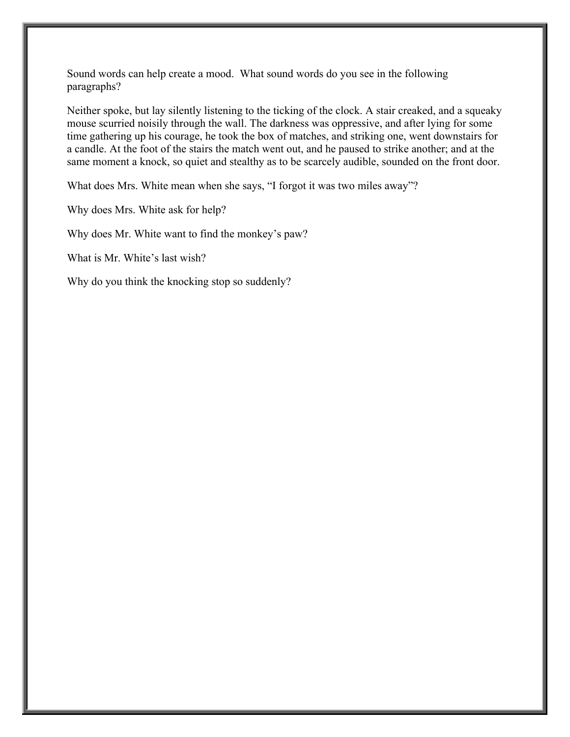Sound words can help create a mood. What sound words do you see in the following paragraphs?

Neither spoke, but lay silently listening to the ticking of the clock. A stair creaked, and a squeaky mouse scurried noisily through the wall. The darkness was oppressive, and after lying for some time gathering up his courage, he took the box of matches, and striking one, went downstairs for a candle. At the foot of the stairs the match went out, and he paused to strike another; and at the same moment a knock, so quiet and stealthy as to be scarcely audible, sounded on the front door.

What does Mrs. White mean when she says, "I forgot it was two miles away"?

Why does Mrs. White ask for help?

Why does Mr. White want to find the monkey's paw?

What is Mr. White's last wish?

Why do you think the knocking stop so suddenly?